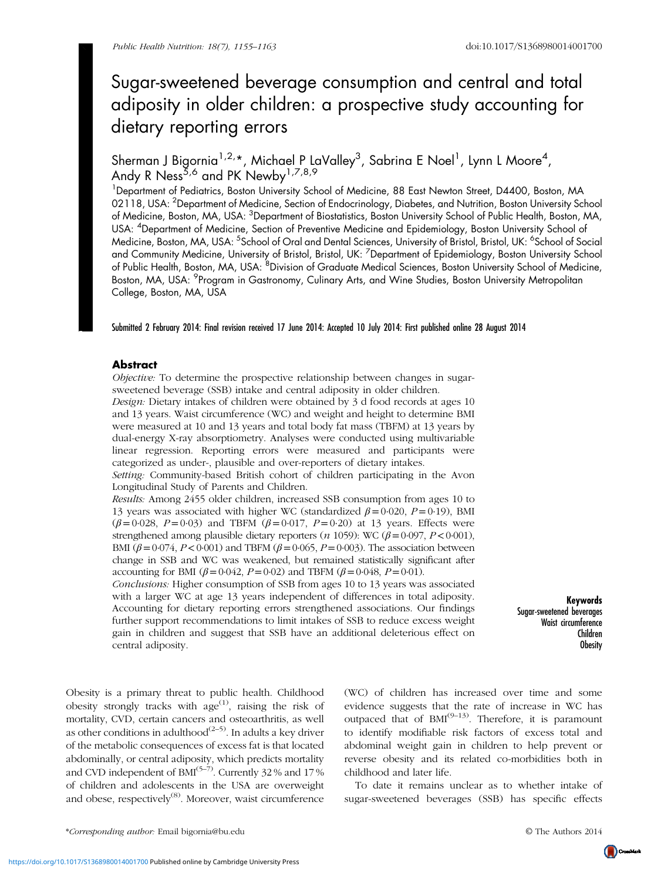# Sugar-sweetened beverage consumption and central and total adiposity in older children: a prospective study accounting for dietary reporting errors

Sherman J Bigornia[1,2,*], Michael P LaValley[3], Sabrina E Noel[1], Lynn L Moore[4], Andy R Ness[5,6] and PK Newby[1,7,8,9]

[1]Department of Pediatrics, Boston University School of Medicine, 88 East Newton Street, D4400, Boston, MA 02118, USA: [2]Department of Medicine, Section of Endocrinology, Diabetes, and Nutrition, Boston University School of Medicine, Boston, MA, USA: [3]Department of Biostatistics, Boston University School of Public Health, Boston, MA, USA: [4]Department of Medicine, Section of Preventive Medicine and Epidemiology, Boston University School of Medicine, Boston, MA, USA: [5]School of Oral and Dental Sciences, University of Bristol, Bristol, UK: [6]School of Social and Community Medicine, University of Bristol, Bristol, UK: [7]Department of Epidemiology, Boston University School of Public Health, Boston, MA, USA: [8]Division of Graduate Medical Sciences, Boston University School of Medicine, Boston, MA, USA: [9]Program in Gastronomy, Culinary Arts, and Wine Studies, Boston University Metropolitan College, Boston, MA, USA

**Submitted 2 February 2014: Final revision received 17 June 2014: Accepted 10 July 2014: First published online 28 August 2014**

## Abstract

*Objective:* To determine the prospective relationship between changes in sugar-sweetened beverage (SSB) intake and central adiposity in older children.

*Design:* Dietary intakes of children were obtained by 3 d food records at ages 10 and 13 years. Waist circumference (WC) and weight and height to determine BMI were measured at 10 and 13 years and total body fat mass (TBFM) at 13 years by dual-energy X-ray absorptiometry. Analyses were conducted using multivariable linear regression. Reporting errors were measured and participants were categorized as under-, plausible and over-reporters of dietary intakes.

*Setting:* Community-based British cohort of children participating in the Avon Longitudinal Study of Parents and Children.

*Results:* Among 2455 older children, increased SSB consumption from ages 10 to 13 years was associated with higher WC (standardized $\beta = 0{\cdot}020$, $P = 0{\cdot}19$), BMI ($\beta = 0{\cdot}028$, $P = 0{\cdot}03$) and TBFM ($\beta = 0{\cdot}017$, $P = 0{\cdot}20$) at 13 years. Effects were strengthened among plausible dietary reporters ($n$ 1059): WC ($\beta = 0{\cdot}097$, $P < 0{\cdot}001$), BMI ($\beta = 0{\cdot}074$, $P < 0{\cdot}001$) and TBFM ($\beta = 0{\cdot}065$, $P = 0{\cdot}003$). The association between change in SSB and WC was weakened, but remained statistically significant after accounting for BMI ($\beta = 0{\cdot}042$, $P = 0{\cdot}02$) and TBFM ($\beta = 0{\cdot}048$, $P = 0{\cdot}01$).

*Conclusions:* Higher consumption of SSB from ages 10 to 13 years was associated with a larger WC at age 13 years independent of differences in total adiposity. Accounting for dietary reporting errors strengthened associations. Our findings further support recommendations to limit intakes of SSB to reduce excess weight gain in children and suggest that SSB have an additional deleterious effect on central adiposity.

**Keywords**
Sugar-sweetened beverages
Waist circumference
Children
Obesity

Obesity is a primary threat to public health. Childhood obesity strongly tracks with age[1], raising the risk of mortality, CVD, certain cancers and osteoarthritis, as well as other conditions in adulthood[2–5]. In adults a key driver of the metabolic consequences of excess fat is that located abdominally, or central adiposity, which predicts mortality and CVD independent of BMI[5–7]. Currently 32 % and 17 % of children and adolescents in the USA are overweight and obese, respectively[8]. Moreover, waist circumference (WC) of children has increased over time and some evidence suggests that the rate of increase in WC has outpaced that of BMI[9–13]. Therefore, it is paramount to identify modifiable risk factors of excess total and abdominal weight gain in children to help prevent or reverse obesity and its related co-morbidities both in childhood and later life.

To date it remains unclear as to whether intake of sugar-sweetened beverages (SSB) has specific effects

*Corresponding author: Email bigornia@bu.edu

© The Authors 2014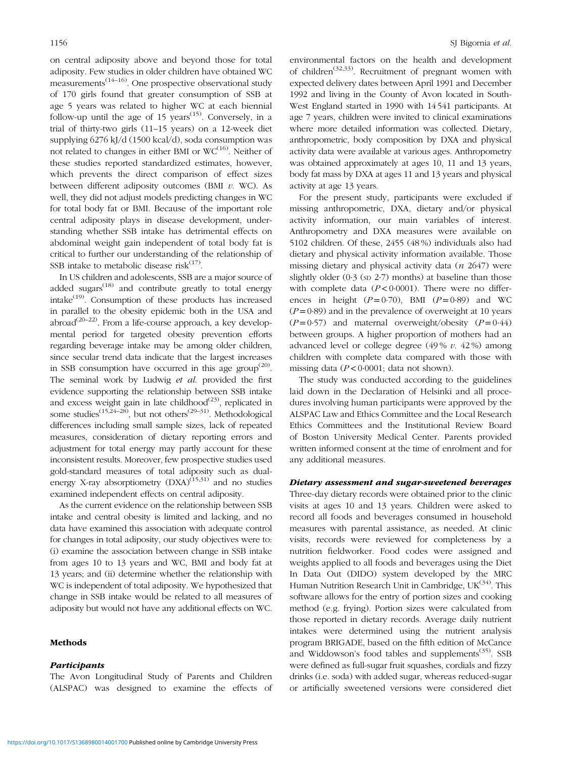on central adiposity above and beyond those for total adiposity. Few studies in older children have obtained WC measurements[14–16]. One prospective observational study of 170 girls found that greater consumption of SSB at age 5 years was related to higher WC at each biennial follow-up until the age of 15 years[15]. Conversely, in a trial of thirty-two girls (11–15 years) on a 12-week diet supplying 6276 kJ/d (1500 kcal/d), soda consumption was not related to changes in either BMI or WC[16]. Neither of these studies reported standardized estimates, however, which prevents the direct comparison of effect sizes between different adiposity outcomes (BMI *v.* WC). As well, they did not adjust models predicting changes in WC for total body fat or BMI. Because of the important role central adiposity plays in disease development, understanding whether SSB intake has detrimental effects on abdominal weight gain independent of total body fat is critical to further our understanding of the relationship of SSB intake to metabolic disease risk[17].

In US children and adolescents, SSB are a major source of added sugars[18] and contribute greatly to total energy intake[19]. Consumption of these products has increased in parallel to the obesity epidemic both in the USA and abroad[20–22]. From a life-course approach, a key developmental period for targeted obesity prevention efforts regarding beverage intake may be among older children, since secular trend data indicate that the largest increases in SSB consumption have occurred in this age group[20]. The seminal work by Ludwig *et al.* provided the first evidence supporting the relationship between SSB intake and excess weight gain in late childhood[23], replicated in some studies[15,24–28], but not others[29–31]. Methodological differences including small sample sizes, lack of repeated measures, consideration of dietary reporting errors and adjustment for total energy may partly account for these inconsistent results. Moreover, few prospective studies used gold-standard measures of total adiposity such as dual-energy X-ray absorptiometry (DXA)[15,31] and no studies examined independent effects on central adiposity.

As the current evidence on the relationship between SSB intake and central obesity is limited and lacking, and no data have examined this association with adequate control for changes in total adiposity, our study objectives were to: (i) examine the association between change in SSB intake from ages 10 to 13 years and WC, BMI and body fat at 13 years; and (ii) determine whether the relationship with WC is independent of total adiposity. We hypothesized that change in SSB intake would be related to all measures of adiposity but would not have any additional effects on WC.

## Methods

### *Participants*

The Avon Longitudinal Study of Parents and Children (ALSPAC) was designed to examine the effects of environmental factors on the health and development of children[32,33]. Recruitment of pregnant women with expected delivery dates between April 1991 and December 1992 and living in the County of Avon located in South-West England started in 1990 with 14 541 participants. At age 7 years, children were invited to clinical examinations where more detailed information was collected. Dietary, anthropometric, body composition by DXA and physical activity data were available at various ages. Anthropometry was obtained approximately at ages 10, 11 and 13 years, body fat mass by DXA at ages 11 and 13 years and physical activity at age 13 years.

For the present study, participants were excluded if missing anthropometric, DXA, dietary and/or physical activity information, our main variables of interest. Anthropometry and DXA measures were available on 5102 children. Of these, 2455 (48 %) individuals also had dietary and physical activity information available. Those missing dietary and physical activity data (*n* 2647) were slightly older (0·3 (SD 2·7) months) at baseline than those with complete data ($P < 0·0001$). There were no differences in height ($P = 0·70$), BMI ($P = 0·89$) and WC ($P = 0·89$) and in the prevalence of overweight at 10 years ($P = 0·57$) and maternal overweight/obesity ($P = 0·44$) between groups. A higher proportion of mothers had an advanced level or college degree (49 % *v.* 42 %) among children with complete data compared with those with missing data ($P < 0·0001$; data not shown).

The study was conducted according to the guidelines laid down in the Declaration of Helsinki and all procedures involving human participants were approved by the ALSPAC Law and Ethics Committee and the Local Research Ethics Committees and the Institutional Review Board of Boston University Medical Center. Parents provided written informed consent at the time of enrolment and for any additional measures.

### *Dietary assessment and sugar-sweetened beverages*

Three-day dietary records were obtained prior to the clinic visits at ages 10 and 13 years. Children were asked to record all foods and beverages consumed in household measures with parental assistance, as needed. At clinic visits, records were reviewed for completeness by a nutrition fieldworker. Food codes were assigned and weights applied to all foods and beverages using the Diet In Data Out (DIDO) system developed by the MRC Human Nutrition Research Unit in Cambridge, UK[34]. This software allows for the entry of portion sizes and cooking method (e.g. frying). Portion sizes were calculated from those reported in dietary records. Average daily nutrient intakes were determined using the nutrient analysis program BRIGADE, based on the fifth edition of McCance and Widdowson's food tables and supplements[35]. SSB were defined as full-sugar fruit squashes, cordials and fizzy drinks (i.e. soda) with added sugar, whereas reduced-sugar or artificially sweetened versions were considered diet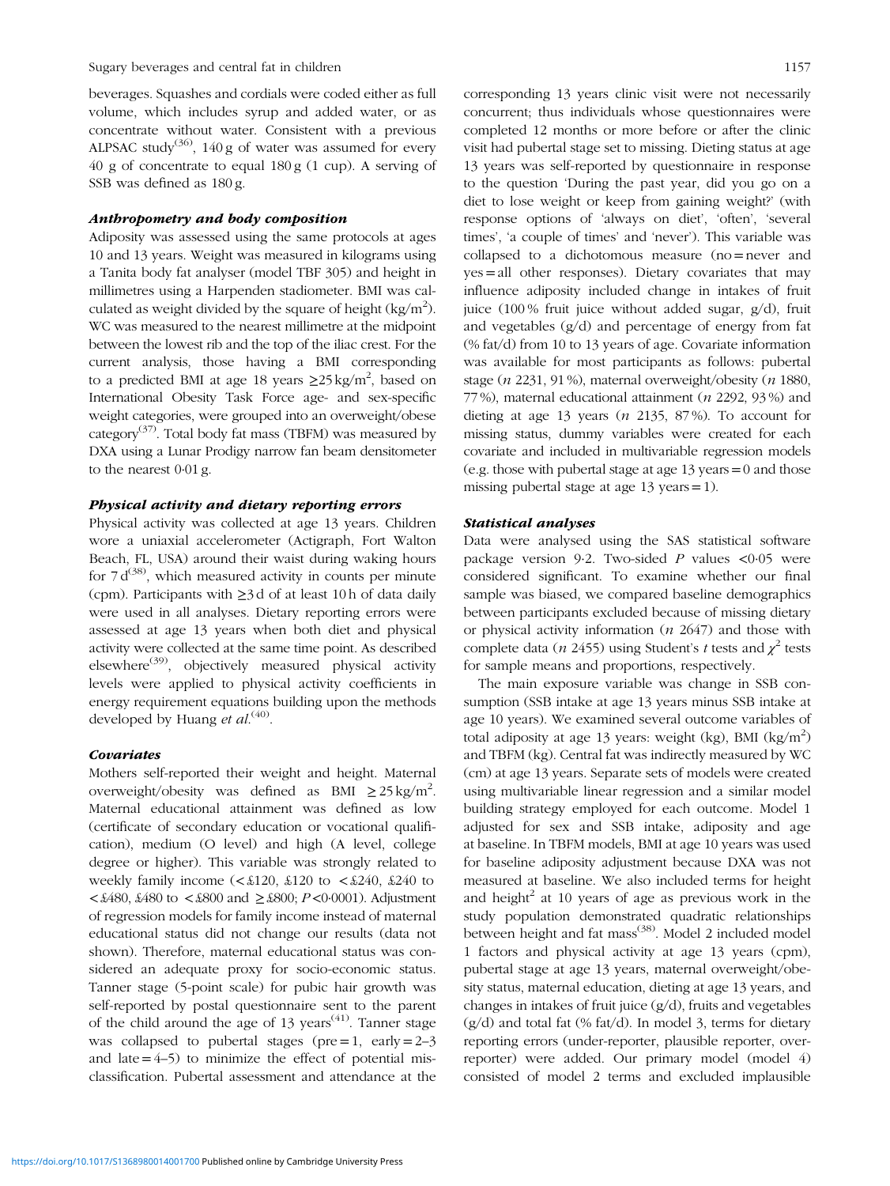beverages. Squashes and cordials were coded either as full volume, which includes syrup and added water, or as concentrate without water. Consistent with a previous ALPSAC study[36], 140 g of water was assumed for every 40 g of concentrate to equal 180 g (1 cup). A serving of SSB was defined as 180 g.

### *Anthropometry and body composition*

Adiposity was assessed using the same protocols at ages 10 and 13 years. Weight was measured in kilograms using a Tanita body fat analyser (model TBF 305) and height in millimetres using a Harpenden stadiometer. BMI was calculated as weight divided by the square of height (kg/m$^2$). WC was measured to the nearest millimetre at the midpoint between the lowest rib and the top of the iliac crest. For the current analysis, those having a BMI corresponding to a predicted BMI at age 18 years $\geq$25 kg/m$^2$, based on International Obesity Task Force age- and sex-specific weight categories, were grouped into an overweight/obese category[37]. Total body fat mass (TBFM) was measured by DXA using a Lunar Prodigy narrow fan beam densitometer to the nearest 0·01 g.

### *Physical activity and dietary reporting errors*

Physical activity was collected at age 13 years. Children wore a uniaxial accelerometer (Actigraph, Fort Walton Beach, FL, USA) around their waist during waking hours for 7 d[38], which measured activity in counts per minute (cpm). Participants with $\geq$3 d of at least 10 h of data daily were used in all analyses. Dietary reporting errors were assessed at age 13 years when both diet and physical activity were collected at the same time point. As described elsewhere[39], objectively measured physical activity levels were applied to physical activity coefficients in energy requirement equations building upon the methods developed by Huang *et al.*[40].

### *Covariates*

Mothers self-reported their weight and height. Maternal overweight/obesity was defined as BMI $\geq$25 kg/m$^2$. Maternal educational attainment was defined as low (certificate of secondary education or vocational qualification), medium (O level) and high (A level, college degree or higher). This variable was strongly related to weekly family income (<£120, £120 to <£240, £240 to <£480, £480 to <£800 and $\geq$£800; $P$<0·0001). Adjustment of regression models for family income instead of maternal educational status did not change our results (data not shown). Therefore, maternal educational status was considered an adequate proxy for socio-economic status. Tanner stage (5-point scale) for pubic hair growth was self-reported by postal questionnaire sent to the parent of the child around the age of 13 years[41]. Tanner stage was collapsed to pubertal stages (pre = 1, early = 2–3 and late = 4–5) to minimize the effect of potential misclassification. Pubertal assessment and attendance at the corresponding 13 years clinic visit were not necessarily concurrent; thus individuals whose questionnaires were completed 12 months or more before or after the clinic visit had pubertal stage set to missing. Dieting status at age 13 years was self-reported by questionnaire in response to the question 'During the past year, did you go on a diet to lose weight or keep from gaining weight?' (with response options of 'always on diet', 'often', 'several times', 'a couple of times' and 'never'). This variable was collapsed to a dichotomous measure (no = never and yes = all other responses). Dietary covariates that may influence adiposity included change in intakes of fruit juice (100 % fruit juice without added sugar, g/d), fruit and vegetables (g/d) and percentage of energy from fat (% fat/d) from 10 to 13 years of age. Covariate information was available for most participants as follows: pubertal stage ($n$ 2231, 91 %), maternal overweight/obesity ($n$ 1880, 77 %), maternal educational attainment ($n$ 2292, 93 %) and dieting at age 13 years ($n$ 2135, 87 %). To account for missing status, dummy variables were created for each covariate and included in multivariable regression models (e.g. those with pubertal stage at age 13 years = 0 and those missing pubertal stage at age 13 years = 1).

### *Statistical analyses*

Data were analysed using the SAS statistical software package version 9·2. Two-sided $P$ values <0·05 were considered significant. To examine whether our final sample was biased, we compared baseline demographics between participants excluded because of missing dietary or physical activity information ($n$ 2647) and those with complete data ($n$ 2455) using Student's $t$ tests and $\chi^2$ tests for sample means and proportions, respectively.

The main exposure variable was change in SSB consumption (SSB intake at age 13 years minus SSB intake at age 10 years). We examined several outcome variables of total adiposity at age 13 years: weight (kg), BMI (kg/m$^2$) and TBFM (kg). Central fat was indirectly measured by WC (cm) at age 13 years. Separate sets of models were created using multivariable linear regression and a similar model building strategy employed for each outcome. Model 1 adjusted for sex and SSB intake, adiposity and age at baseline. In TBFM models, BMI at age 10 years was used for baseline adiposity adjustment because DXA was not measured at baseline. We also included terms for height and height$^2$ at 10 years of age as previous work in the study population demonstrated quadratic relationships between height and fat mass[38]. Model 2 included model 1 factors and physical activity at age 13 years (cpm), pubertal stage at age 13 years, maternal overweight/obesity status, maternal education, dieting at age 13 years, and changes in intakes of fruit juice (g/d), fruits and vegetables (g/d) and total fat (% fat/d). In model 3, terms for dietary reporting errors (under-reporter, plausible reporter, over-reporter) were added. Our primary model (model 4) consisted of model 2 terms and excluded implausible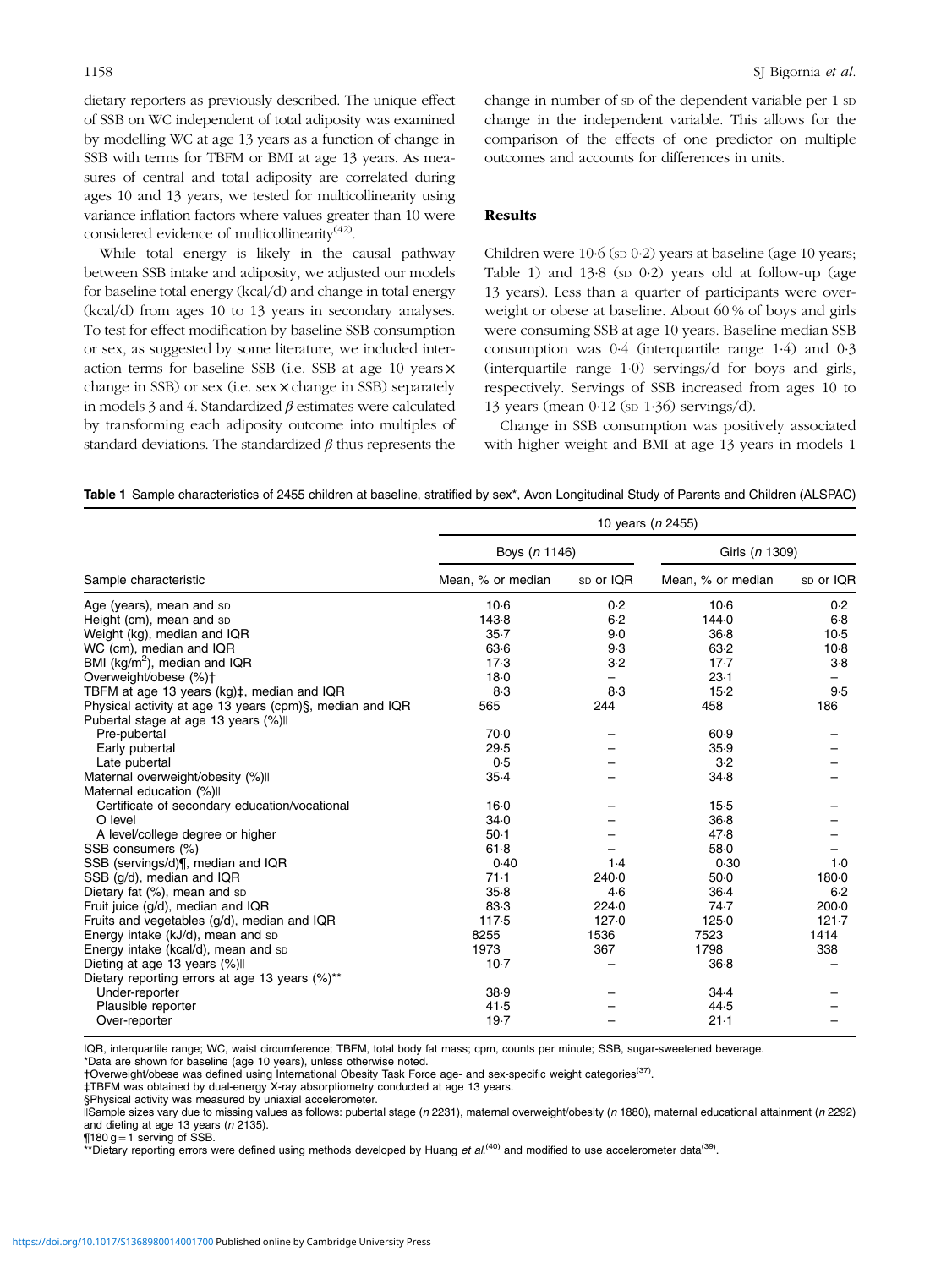dietary reporters as previously described. The unique effect of SSB on WC independent of total adiposity was examined by modelling WC at age 13 years as a function of change in SSB with terms for TBFM or BMI at age 13 years. As measures of central and total adiposity are correlated during ages 10 and 13 years, we tested for multicollinearity using variance inflation factors where values greater than 10 were considered evidence of multicollinearity[42].

While total energy is likely in the causal pathway between SSB intake and adiposity, we adjusted our models for baseline total energy (kcal/d) and change in total energy (kcal/d) from ages 10 to 13 years in secondary analyses. To test for effect modification by baseline SSB consumption or sex, as suggested by some literature, we included interaction terms for baseline SSB (i.e. SSB at age 10 years × change in SSB) or sex (i.e. sex × change in SSB) separately in models 3 and 4. Standardized $\beta$ estimates were calculated by transforming each adiposity outcome into multiples of standard deviations. The standardized $\beta$ thus represents the change in number of SD of the dependent variable per 1 SD change in the independent variable. This allows for the comparison of the effects of one predictor on multiple outcomes and accounts for differences in units.

## Results

Children were 10·6 (SD 0·2) years at baseline (age 10 years; Table 1) and 13·8 (SD 0·2) years old at follow-up (age 13 years). Less than a quarter of participants were overweight or obese at baseline. About 60 % of boys and girls were consuming SSB at age 10 years. Baseline median SSB consumption was 0·4 (interquartile range 1·4) and 0·3 (interquartile range 1·0) servings/d for boys and girls, respectively. Servings of SSB increased from ages 10 to 13 years (mean 0·12 (SD 1·36) servings/d).

Change in SSB consumption was positively associated with higher weight and BMI at age 13 years in models 1

**Table 1** Sample characteristics of 2455 children at baseline, stratified by sex*, Avon Longitudinal Study of Parents and Children (ALSPAC)

| | 10 years (*n* 2455) | | | |
|---|---|---|---|---|
| | Boys (*n* 1146) | | Girls (*n* 1309) | |
| Sample characteristic | Mean, % or median | SD or IQR | Mean, % or median | SD or IQR |
| Age (years), mean and SD | 10·6 | 0·2 | 10·6 | 0·2 |
| Height (cm), mean and SD | 143·8 | 6·2 | 144·0 | 6·8 |
| Weight (kg), median and IQR | 35·7 | 9·0 | 36·8 | 10·5 |
| WC (cm), median and IQR | 63·6 | 9·3 | 63·2 | 10·8 |
| BMI (kg/m$^2$), median and IQR | 17·3 | 3·2 | 17·7 | 3·8 |
| Overweight/obese (%)† | 18·0 | – | 23·1 | – |
| TBFM at age 13 years (kg)‡, median and IQR | 8·3 | 8·3 | 15·2 | 9·5 |
| Physical activity at age 13 years (cpm)§, median and IQR | 565 | 244 | 458 | 186 |
| Pubertal stage at age 13 years (%)‖ | | | | |
| Pre-pubertal | 70·0 | – | 60·9 | – |
| Early pubertal | 29·5 | – | 35·9 | – |
| Late pubertal | 0·5 | – | 3·2 | – |
| Maternal overweight/obesity (%)‖ | 35·4 | – | 34·8 | – |
| Maternal education (%)‖ | | | | |
| Certificate of secondary education/vocational | 16·0 | – | 15·5 | – |
| O level | 34·0 | – | 36·8 | – |
| A level/college degree or higher | 50·1 | – | 47·8 | – |
| SSB consumers (%) | 61·8 | – | 58·0 | – |
| SSB (servings/d)¶, median and IQR | 0·40 | 1·4 | 0·30 | 1·0 |
| SSB (g/d), median and IQR | 71·1 | 240·0 | 50·0 | 180·0 |
| Dietary fat (%), mean and SD | 35·8 | 4·6 | 36·4 | 6·2 |
| Fruit juice (g/d), median and IQR | 83·3 | 224·0 | 74·7 | 200·0 |
| Fruits and vegetables (g/d), median and IQR | 117·5 | 127·0 | 125·0 | 121·7 |
| Energy intake (kJ/d), mean and SD | 8255 | 1536 | 7523 | 1414 |
| Energy intake (kcal/d), mean and SD | 1973 | 367 | 1798 | 338 |
| Dieting at age 13 years (%)‖ | 10·7 | – | 36·8 | – |
| Dietary reporting errors at age 13 years (%)** | | | | |
| Under-reporter | 38·9 | – | 34·4 | – |
| Plausible reporter | 41·5 | – | 44·5 | – |
| Over-reporter | 19·7 | – | 21·1 | – |

IQR, interquartile range; WC, waist circumference; TBFM, total body fat mass; cpm, counts per minute; SSB, sugar-sweetened beverage.
*Data are shown for baseline (age 10 years), unless otherwise noted.
†Overweight/obese was defined using International Obesity Task Force age- and sex-specific weight categories[37].
‡TBFM was obtained by dual-energy X-ray absorptiometry conducted at age 13 years.
§Physical activity was measured by uniaxial accelerometer.
‖Sample sizes vary due to missing values as follows: pubertal stage (*n* 2231), maternal overweight/obesity (*n* 1880), maternal educational attainment (*n* 2292) and dieting at age 13 years (*n* 2135).
¶180 g = 1 serving of SSB.
**Dietary reporting errors were defined using methods developed by Huang *et al.*[40] and modified to use accelerometer data[39].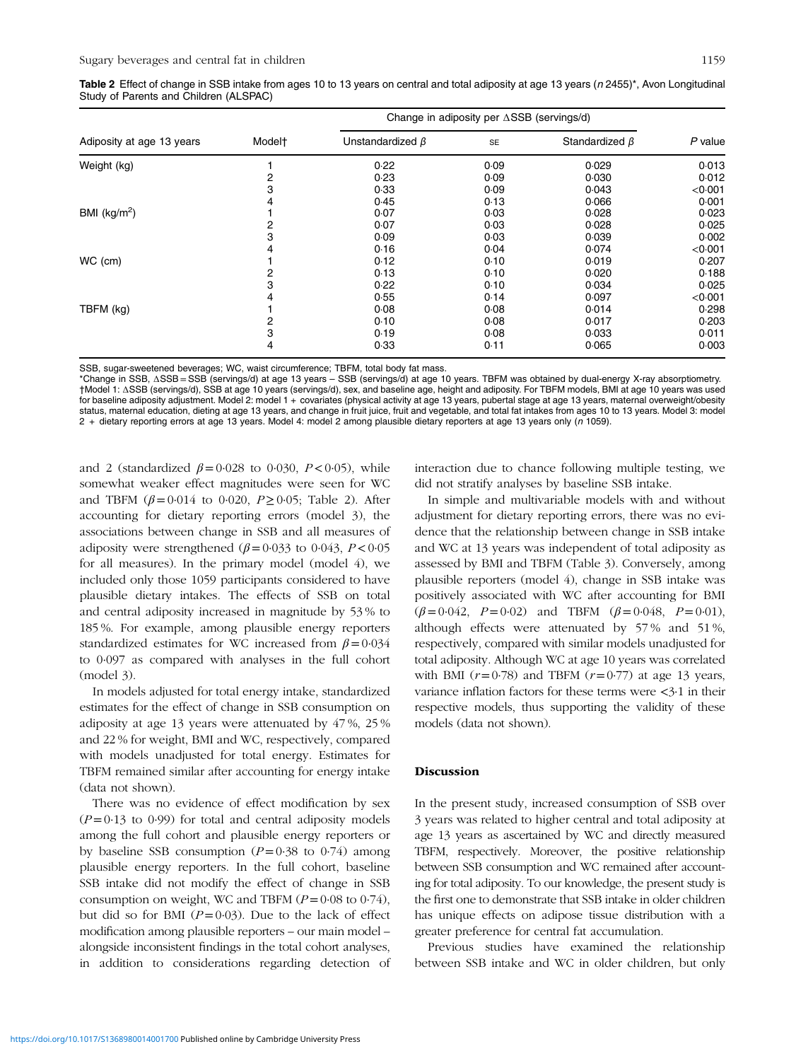**Table 2** Effect of change in SSB intake from ages 10 to 13 years on central and total adiposity at age 13 years (*n* 2455)*, Avon Longitudinal Study of Parents and Children (ALSPAC)

| | | Change in adiposity per ΔSSB (servings/d) | | | |
|---|---|---|---|---|---|
| Adiposity at age 13 years | Model† | Unstandardized $\beta$ | SE | Standardized $\beta$ | *P* value |
| Weight (kg) | 1 | 0·22 | 0·09 | 0·029 | 0·013 |
| | 2 | 0·23 | 0·09 | 0·030 | 0·012 |
| | 3 | 0·33 | 0·09 | 0·043 | <0·001 |
| | 4 | 0·45 | 0·13 | 0·066 | 0·001 |
| BMI (kg/m$^2$) | 1 | 0·07 | 0·03 | 0·028 | 0·023 |
| | 2 | 0·07 | 0·03 | 0·028 | 0·025 |
| | 3 | 0·09 | 0·03 | 0·039 | 0·002 |
| | 4 | 0·16 | 0·04 | 0·074 | <0·001 |
| WC (cm) | 1 | 0·12 | 0·10 | 0·019 | 0·207 |
| | 2 | 0·13 | 0·10 | 0·020 | 0·188 |
| | 3 | 0·22 | 0·10 | 0·034 | 0·025 |
| | 4 | 0·55 | 0·14 | 0·097 | <0·001 |
| TBFM (kg) | 1 | 0·08 | 0·08 | 0·014 | 0·298 |
| | 2 | 0·10 | 0·08 | 0·017 | 0·203 |
| | 3 | 0·19 | 0·08 | 0·033 | 0·011 |
| | 4 | 0·33 | 0·11 | 0·065 | 0·003 |

SSB, sugar-sweetened beverages; WC, waist circumference; TBFM, total body fat mass.
*Change in SSB, ΔSSB = SSB (servings/d) at age 13 years – SSB (servings/d) at age 10 years. TBFM was obtained by dual-energy X-ray absorptiometry.
†Model 1: ΔSSB (servings/d), SSB at age 10 years (servings/d), sex, and baseline age, height and adiposity. For TBFM models, BMI at age 10 years was used for baseline adiposity adjustment. Model 2: model 1 + covariates (physical activity at age 13 years, pubertal stage at age 13 years, maternal overweight/obesity status, maternal education, dieting at age 13 years, and change in fruit juice, fruit and vegetable, and total fat intakes from ages 10 to 13 years. Model 3: model 2 + dietary reporting errors at age 13 years. Model 4: model 2 among plausible dietary reporters at age 13 years only (*n* 1059).

and 2 (standardized $\beta = 0{\cdot}028$ to $0{\cdot}030$, $P < 0{\cdot}05$), while somewhat weaker effect magnitudes were seen for WC and TBFM ($\beta = 0{\cdot}014$ to $0{\cdot}020$, $P \geq 0{\cdot}05$; Table 2). After accounting for dietary reporting errors (model 3), the associations between change in SSB and all measures of adiposity were strengthened ($\beta = 0{\cdot}033$ to $0{\cdot}043$, $P < 0{\cdot}05$ for all measures). In the primary model (model 4), we included only those 1059 participants considered to have plausible dietary intakes. The effects of SSB on total and central adiposity increased in magnitude by 53 % to 185 %. For example, among plausible energy reporters standardized estimates for WC increased from $\beta = 0{\cdot}034$ to $0{\cdot}097$ as compared with analyses in the full cohort (model 3).

In models adjusted for total energy intake, standardized estimates for the effect of change in SSB consumption on adiposity at age 13 years were attenuated by 47 %, 25 % and 22 % for weight, BMI and WC, respectively, compared with models unadjusted for total energy. Estimates for TBFM remained similar after accounting for energy intake (data not shown).

There was no evidence of effect modification by sex ($P = 0{\cdot}13$ to $0{\cdot}99$) for total and central adiposity models among the full cohort and plausible energy reporters or by baseline SSB consumption ($P = 0{\cdot}38$ to $0{\cdot}74$) among plausible energy reporters. In the full cohort, baseline SSB intake did not modify the effect of change in SSB consumption on weight, WC and TBFM ($P = 0{\cdot}08$ to $0{\cdot}74$), but did so for BMI ($P = 0{\cdot}03$). Due to the lack of effect modification among plausible reporters – our main model – alongside inconsistent findings in the total cohort analyses, in addition to considerations regarding detection of interaction due to chance following multiple testing, we did not stratify analyses by baseline SSB intake.

In simple and multivariable models with and without adjustment for dietary reporting errors, there was no evidence that the relationship between change in SSB intake and WC at 13 years was independent of total adiposity as assessed by BMI and TBFM (Table 3). Conversely, among plausible reporters (model 4), change in SSB intake was positively associated with WC after accounting for BMI ($\beta = 0{\cdot}042$, $P = 0{\cdot}02$) and TBFM ($\beta = 0{\cdot}048$, $P = 0{\cdot}01$), although effects were attenuated by 57 % and 51 %, respectively, compared with similar models unadjusted for total adiposity. Although WC at age 10 years was correlated with BMI ($r = 0{\cdot}78$) and TBFM ($r = 0{\cdot}77$) at age 13 years, variance inflation factors for these terms were <3·1 in their respective models, thus supporting the validity of these models (data not shown).

## Discussion

In the present study, increased consumption of SSB over 3 years was related to higher central and total adiposity at age 13 years as ascertained by WC and directly measured TBFM, respectively. Moreover, the positive relationship between SSB consumption and WC remained after accounting for total adiposity. To our knowledge, the present study is the first one to demonstrate that SSB intake in older children has unique effects on adipose tissue distribution with a greater preference for central fat accumulation.

Previous studies have examined the relationship between SSB intake and WC in older children, but only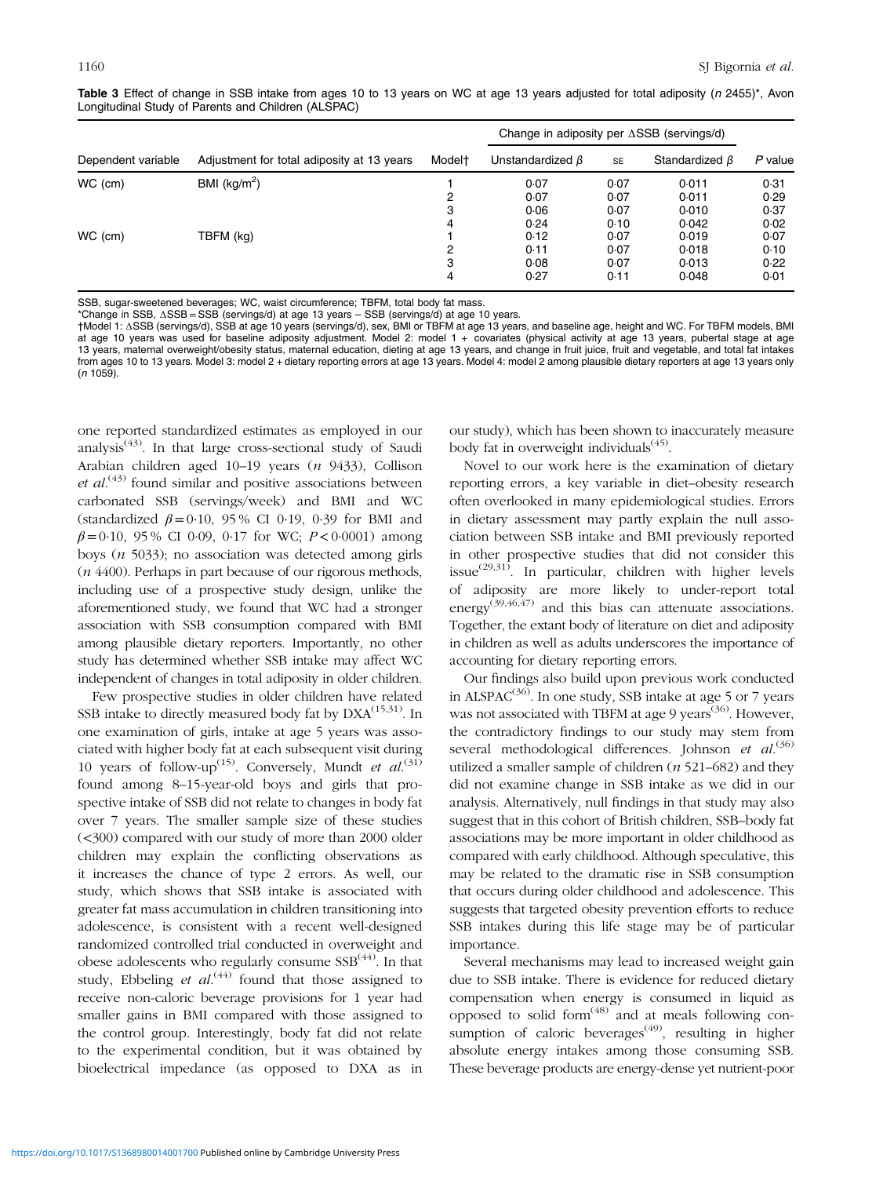**Table 3** Effect of change in SSB intake from ages 10 to 13 years on WC at age 13 years adjusted for total adiposity (*n* 2455)*, Avon Longitudinal Study of Parents and Children (ALSPAC)

| Dependent variable | Adjustment for total adiposity at 13 years | Model† | Change in adiposity per ΔSSB (servings/d) | | | P value |
|---|---|---|---|---|---|---|
| | | | Unstandardized $\beta$ | SE | Standardized $\beta$ | |
| WC (cm) | BMI (kg/m$^2$) | 1 | 0·07 | 0·07 | 0·011 | 0·31 |
| | | 2 | 0·07 | 0·07 | 0·011 | 0·29 |
| | | 3 | 0·06 | 0·07 | 0·010 | 0·37 |
| | | 4 | 0·24 | 0·10 | 0·042 | 0·02 |
| WC (cm) | TBFM (kg) | 1 | 0·12 | 0·07 | 0·019 | 0·07 |
| | | 2 | 0·11 | 0·07 | 0·018 | 0·10 |
| | | 3 | 0·08 | 0·07 | 0·013 | 0·22 |
| | | 4 | 0·27 | 0·11 | 0·048 | 0·01 |

SSB, sugar-sweetened beverages; WC, waist circumference; TBFM, total body fat mass.

*Change in SSB, ΔSSB = SSB (servings/d) at age 13 years – SSB (servings/d) at age 10 years.

†Model 1: ΔSSB (servings/d), SSB at age 10 years (servings/d), sex, BMI or TBFM at age 13 years, and baseline age, height and WC. For TBFM models, BMI at age 10 years was used for baseline adiposity adjustment. Model 2: model 1 + covariates (physical activity at age 13 years, pubertal stage at age 13 years, maternal overweight/obesity status, maternal education, dieting at age 13 years, and change in fruit juice, fruit and vegetable, and total fat intakes from ages 10 to 13 years. Model 3: model 2 + dietary reporting errors at age 13 years. Model 4: model 2 among plausible dietary reporters at age 13 years only (*n* 1059).

one reported standardized estimates as employed in our analysis[43]. In that large cross-sectional study of Saudi Arabian children aged 10–19 years (*n* 9433), Collison *et al.*[43] found similar and positive associations between carbonated SSB (servings/week) and BMI and WC (standardized $\beta = 0·10$, 95 % CI 0·19, 0·39 for BMI and $\beta = 0·10$, 95 % CI 0·09, 0·17 for WC; $P < 0·0001$) among boys (*n* 5033); no association was detected among girls (*n* 4400). Perhaps in part because of our rigorous methods, including use of a prospective study design, unlike the aforementioned study, we found that WC had a stronger association with SSB consumption compared with BMI among plausible dietary reporters. Importantly, no other study has determined whether SSB intake may affect WC independent of changes in total adiposity in older children.

Few prospective studies in older children have related SSB intake to directly measured body fat by DXA[15,31]. In one examination of girls, intake at age 5 years was associated with higher body fat at each subsequent visit during 10 years of follow-up[15]. Conversely, Mundt *et al.*[31] found among 8–15-year-old boys and girls that prospective intake of SSB did not relate to changes in body fat over 7 years. The smaller sample size of these studies (<300) compared with our study of more than 2000 older children may explain the conflicting observations as it increases the chance of type 2 errors. As well, our study, which shows that SSB intake is associated with greater fat mass accumulation in children transitioning into adolescence, is consistent with a recent well-designed randomized controlled trial conducted in overweight and obese adolescents who regularly consume SSB[44]. In that study, Ebbeling *et al.*[44] found that those assigned to receive non-caloric beverage provisions for 1 year had smaller gains in BMI compared with those assigned to the control group. Interestingly, body fat did not relate to the experimental condition, but it was obtained by bioelectrical impedance (as opposed to DXA as in our study), which has been shown to inaccurately measure body fat in overweight individuals[45].

Novel to our work here is the examination of dietary reporting errors, a key variable in diet–obesity research often overlooked in many epidemiological studies. Errors in dietary assessment may partly explain the null association between SSB intake and BMI previously reported in other prospective studies that did not consider this issue[29,31]. In particular, children with higher levels of adiposity are more likely to under-report total energy[39,46,47] and this bias can attenuate associations. Together, the extant body of literature on diet and adiposity in children as well as adults underscores the importance of accounting for dietary reporting errors.

Our findings also build upon previous work conducted in ALSPAC[36]. In one study, SSB intake at age 5 or 7 years was not associated with TBFM at age 9 years[36]. However, the contradictory findings to our study may stem from several methodological differences. Johnson *et al.*[36] utilized a smaller sample of children (*n* 521–682) and they did not examine change in SSB intake as we did in our analysis. Alternatively, null findings in that study may also suggest that in this cohort of British children, SSB–body fat associations may be more important in older childhood as compared with early childhood. Although speculative, this may be related to the dramatic rise in SSB consumption that occurs during older childhood and adolescence. This suggests that targeted obesity prevention efforts to reduce SSB intakes during this life stage may be of particular importance.

Several mechanisms may lead to increased weight gain due to SSB intake. There is evidence for reduced dietary compensation when energy is consumed in liquid as opposed to solid form[48] and at meals following consumption of caloric beverages[49], resulting in higher absolute energy intakes among those consuming SSB. These beverage products are energy-dense yet nutrient-poor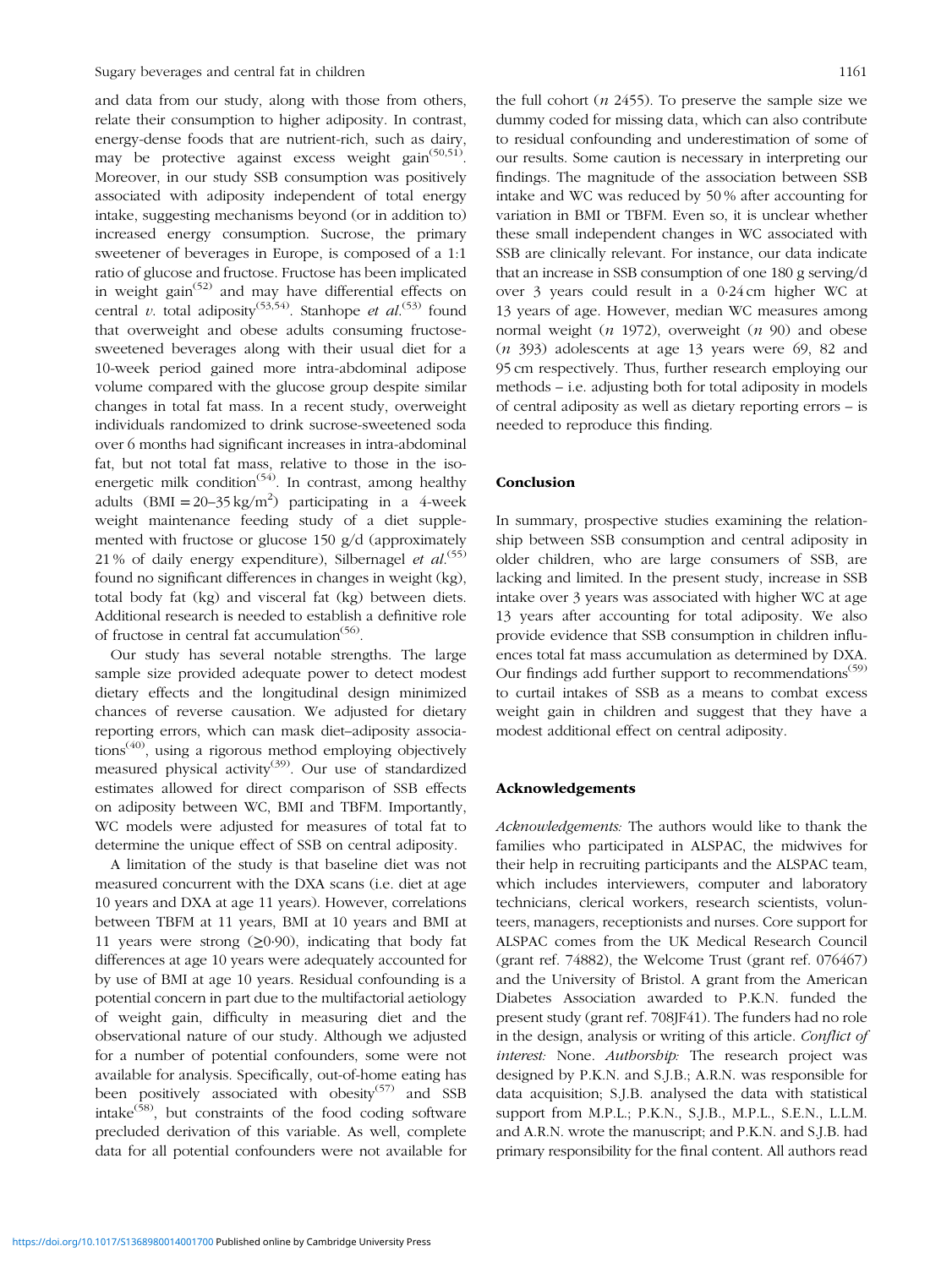and data from our study, along with those from others, relate their consumption to higher adiposity. In contrast, energy-dense foods that are nutrient-rich, such as dairy, may be protective against excess weight gain[50,51]. Moreover, in our study SSB consumption was positively associated with adiposity independent of total energy intake, suggesting mechanisms beyond (or in addition to) increased energy consumption. Sucrose, the primary sweetener of beverages in Europe, is composed of a 1:1 ratio of glucose and fructose. Fructose has been implicated in weight gain[52] and may have differential effects on central *v.* total adiposity[53,54]. Stanhope *et al.*[53] found that overweight and obese adults consuming fructose-sweetened beverages along with their usual diet for a 10-week period gained more intra-abdominal adipose volume compared with the glucose group despite similar changes in total fat mass. In a recent study, overweight individuals randomized to drink sucrose-sweetened soda over 6 months had significant increases in intra-abdominal fat, but not total fat mass, relative to those in the iso-energetic milk condition[54]. In contrast, among healthy adults (BMI = 20–35 kg/m$^2$) participating in a 4-week weight maintenance feeding study of a diet supplemented with fructose or glucose 150 g/d (approximately 21 % of daily energy expenditure), Silbernagel *et al.*[55] found no significant differences in changes in weight (kg), total body fat (kg) and visceral fat (kg) between diets. Additional research is needed to establish a definitive role of fructose in central fat accumulation[56].

Our study has several notable strengths. The large sample size provided adequate power to detect modest dietary effects and the longitudinal design minimized chances of reverse causation. We adjusted for dietary reporting errors, which can mask diet–adiposity associations[40], using a rigorous method employing objectively measured physical activity[39]. Our use of standardized estimates allowed for direct comparison of SSB effects on adiposity between WC, BMI and TBFM. Importantly, WC models were adjusted for measures of total fat to determine the unique effect of SSB on central adiposity.

A limitation of the study is that baseline diet was not measured concurrent with the DXA scans (i.e. diet at age 10 years and DXA at age 11 years). However, correlations between TBFM at 11 years, BMI at 10 years and BMI at 11 years were strong (≥0·90), indicating that body fat differences at age 10 years were adequately accounted for by use of BMI at age 10 years. Residual confounding is a potential concern in part due to the multifactorial aetiology of weight gain, difficulty in measuring diet and the observational nature of our study. Although we adjusted for a number of potential confounders, some were not available for analysis. Specifically, out-of-home eating has been positively associated with obesity[57] and SSB intake[58], but constraints of the food coding software precluded derivation of this variable. As well, complete data for all potential confounders were not available for the full cohort (*n* 2455). To preserve the sample size we dummy coded for missing data, which can also contribute to residual confounding and underestimation of some of our results. Some caution is necessary in interpreting our findings. The magnitude of the association between SSB intake and WC was reduced by 50 % after accounting for variation in BMI or TBFM. Even so, it is unclear whether these small independent changes in WC associated with SSB are clinically relevant. For instance, our data indicate that an increase in SSB consumption of one 180 g serving/d over 3 years could result in a 0·24 cm higher WC at 13 years of age. However, median WC measures among normal weight (*n* 1972), overweight (*n* 90) and obese (*n* 393) adolescents at age 13 years were 69, 82 and 95 cm respectively. Thus, further research employing our methods – i.e. adjusting both for total adiposity in models of central adiposity as well as dietary reporting errors – is needed to reproduce this finding.

## Conclusion

In summary, prospective studies examining the relationship between SSB consumption and central adiposity in older children, who are large consumers of SSB, are lacking and limited. In the present study, increase in SSB intake over 3 years was associated with higher WC at age 13 years after accounting for total adiposity. We also provide evidence that SSB consumption in children influences total fat mass accumulation as determined by DXA. Our findings add further support to recommendations[59] to curtail intakes of SSB as a means to combat excess weight gain in children and suggest that they have a modest additional effect on central adiposity.

## Acknowledgements

*Acknowledgements:* The authors would like to thank the families who participated in ALSPAC, the midwives for their help in recruiting participants and the ALSPAC team, which includes interviewers, computer and laboratory technicians, clerical workers, research scientists, volunteers, managers, receptionists and nurses. Core support for ALSPAC comes from the UK Medical Research Council (grant ref. 74882), the Welcome Trust (grant ref. 076467) and the University of Bristol. A grant from the American Diabetes Association awarded to P.K.N. funded the present study (grant ref. 708JF41). The funders had no role in the design, analysis or writing of this article. *Conflict of interest:* None. *Authorship:* The research project was designed by P.K.N. and S.J.B.; A.R.N. was responsible for data acquisition; S.J.B. analysed the data with statistical support from M.P.L.; P.K.N., S.J.B., M.P.L., S.E.N., L.L.M. and A.R.N. wrote the manuscript; and P.K.N. and S.J.B. had primary responsibility for the final content. All authors read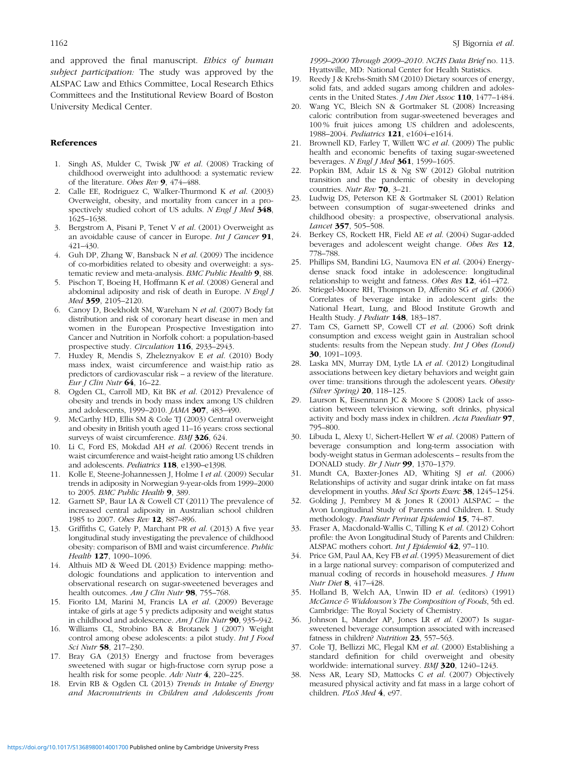and approved the final manuscript. *Ethics of human subject participation:* The study was approved by the ALSPAC Law and Ethics Committee, Local Research Ethics Committees and the Institutional Review Board of Boston University Medical Center.

### References

1. Singh AS, Mulder C, Twisk JW *et al.* (2008) Tracking of childhood overweight into adulthood: a systematic review of the literature. *Obes Rev* **9**, 474–488.
2. Calle EE, Rodriguez C, Walker-Thurmond K *et al.* (2003) Overweight, obesity, and mortality from cancer in a prospectively studied cohort of US adults. *N Engl J Med* **348**, 1625–1638.
3. Bergstrom A, Pisani P, Tenet V *et al.* (2001) Overweight as an avoidable cause of cancer in Europe. *Int J Cancer* **91**, 421–430.
4. Guh DP, Zhang W, Bansback N *et al.* (2009) The incidence of co-morbidities related to obesity and overweight: a systematic review and meta-analysis. *BMC Public Health* **9**, 88.
5. Pischon T, Boeing H, Hoffmann K *et al.* (2008) General and abdominal adiposity and risk of death in Europe. *N Engl J Med* **359**, 2105–2120.
6. Canoy D, Boekholdt SM, Wareham N *et al.* (2007) Body fat distribution and risk of coronary heart disease in men and women in the European Prospective Investigation into Cancer and Nutrition in Norfolk cohort: a population-based prospective study. *Circulation* **116**, 2933–2943.
7. Huxley R, Mendis S, Zheleznyakov E *et al.* (2010) Body mass index, waist circumference and waist:hip ratio as predictors of cardiovascular risk – a review of the literature. *Eur J Clin Nutr* **64**, 16–22.
8. Ogden CL, Carroll MD, Kit BK *et al.* (2012) Prevalence of obesity and trends in body mass index among US children and adolescents, 1999–2010. *JAMA* **307**, 483–490.
9. McCarthy HD, Ellis SM & Cole TJ (2003) Central overweight and obesity in British youth aged 11–16 years: cross sectional surveys of waist circumference. *BMJ* **326**, 624.
10. Li C, Ford ES, Mokdad AH *et al.* (2006) Recent trends in waist circumference and waist-height ratio among US children and adolescents. *Pediatrics* **118**, e1390–e1398.
11. Kolle E, Steene-Johannessen J, Holme I *et al.* (2009) Secular trends in adiposity in Norwegian 9-year-olds from 1999–2000 to 2005. *BMC Public Health* **9**, 389.
12. Garnett SP, Baur LA & Cowell CT (2011) The prevalence of increased central adiposity in Australian school children 1985 to 2007. *Obes Rev* **12**, 887–896.
13. Griffiths C, Gately P, Marchant PR *et al.* (2013) A five year longitudinal study investigating the prevalence of childhood obesity: comparison of BMI and waist circumference. *Public Health* **127**, 1090–1096.
14. Althuis MD & Weed DL (2013) Evidence mapping: methodologic foundations and application to intervention and observational research on sugar-sweetened beverages and health outcomes. *Am J Clin Nutr* **98**, 755–768.
15. Fiorito LM, Marini M, Francis LA *et al.* (2009) Beverage intake of girls at age 5 y predicts adiposity and weight status in childhood and adolescence. *Am J Clin Nutr* **90**, 935–942.
16. Williams CL, Strobino BA & Brotanek J (2007) Weight control among obese adolescents: a pilot study. *Int J Food Sci Nutr* **58**, 217–230.
17. Bray GA (2013) Energy and fructose from beverages sweetened with sugar or high-fructose corn syrup pose a health risk for some people. *Adv Nutr* **4**, 220–225.
18. Ervin RB & Ogden CL (2013) *Trends in Intake of Energy and Macronutrients in Children and Adolescents from 1999–2000 Through 2009–2010. NCHS Data Brief* no. 113. Hyattsville, MD: National Center for Health Statistics.
19. Reedy J & Krebs-Smith SM (2010) Dietary sources of energy, solid fats, and added sugars among children and adolescents in the United States. *J Am Diet Assoc* **110**, 1477–1484.
20. Wang YC, Bleich SN & Gortmaker SL (2008) Increasing caloric contribution from sugar-sweetened beverages and 100 % fruit juices among US children and adolescents, 1988–2004. *Pediatrics* **121**, e1604–e1614.
21. Brownell KD, Farley T, Willett WC *et al.* (2009) The public health and economic benefits of taxing sugar-sweetened beverages. *N Engl J Med* **361**, 1599–1605.
22. Popkin BM, Adair LS & Ng SW (2012) Global nutrition transition and the pandemic of obesity in developing countries. *Nutr Rev* **70**, 3–21.
23. Ludwig DS, Peterson KE & Gortmaker SL (2001) Relation between consumption of sugar-sweetened drinks and childhood obesity: a prospective, observational analysis. *Lancet* **357**, 505–508.
24. Berkey CS, Rockett HR, Field AE *et al.* (2004) Sugar-added beverages and adolescent weight change. *Obes Res* **12**, 778–788.
25. Phillips SM, Bandini LG, Naumova EN *et al.* (2004) Energy-dense snack food intake in adolescence: longitudinal relationship to weight and fatness. *Obes Res* **12**, 461–472.
26. Striegel-Moore RH, Thompson D, Affenito SG *et al.* (2006) Correlates of beverage intake in adolescent girls: the National Heart, Lung, and Blood Institute Growth and Health Study. *J Pediatr* **148**, 183–187.
27. Tam CS, Garnett SP, Cowell CT *et al.* (2006) Soft drink consumption and excess weight gain in Australian school students: results from the Nepean study. *Int J Obes (Lond)* **30**, 1091–1093.
28. Laska MN, Murray DM, Lytle LA *et al.* (2012) Longitudinal associations between key dietary behaviors and weight gain over time: transitions through the adolescent years. *Obesity (Silver Spring)* **20**, 118–125.
29. Laurson K, Eisenmann JC & Moore S (2008) Lack of association between television viewing, soft drinks, physical activity and body mass index in children. *Acta Paediatr* **97**, 795–800.
30. Libuda L, Alexy U, Sichert-Hellert W *et al.* (2008) Pattern of beverage consumption and long-term association with body-weight status in German adolescents – results from the DONALD study. *Br J Nutr* **99**, 1370–1379.
31. Mundt CA, Baxter-Jones AD, Whiting SJ *et al.* (2006) Relationships of activity and sugar drink intake on fat mass development in youths. *Med Sci Sports Exerc* **38**, 1245–1254.
32. Golding J, Pembrey M & Jones R (2001) ALSPAC – the Avon Longitudinal Study of Parents and Children. I. Study methodology. *Paediatr Perinat Epidemiol* **15**, 74–87.
33. Fraser A, Macdonald-Wallis C, Tilling K *et al.* (2012) Cohort profile: the Avon Longitudinal Study of Parents and Children: ALSPAC mothers cohort. *Int J Epidemiol* **42**, 97–110.
34. Price GM, Paul AA, Key FB *et al.* (1995) Measurement of diet in a large national survey: comparison of computerized and manual coding of records in household measures. *J Hum Nutr Diet* **8**, 417–428.
35. Holland B, Welch AA, Unwin ID *et al.* (editors) (1991) *McCance & Widdowson's The Composition of Foods*, 5th ed. Cambridge: The Royal Society of Chemistry.
36. Johnson L, Mander AP, Jones LR *et al.* (2007) Is sugar-sweetened beverage consumption associated with increased fatness in children? *Nutrition* **23**, 557–563.
37. Cole TJ, Bellizzi MC, Flegal KM *et al.* (2000) Establishing a standard definition for child overweight and obesity worldwide: international survey. *BMJ* **320**, 1240–1243.
38. Ness AR, Leary SD, Mattocks C *et al.* (2007) Objectively measured physical activity and fat mass in a large cohort of children. *PLoS Med* **4**, e97.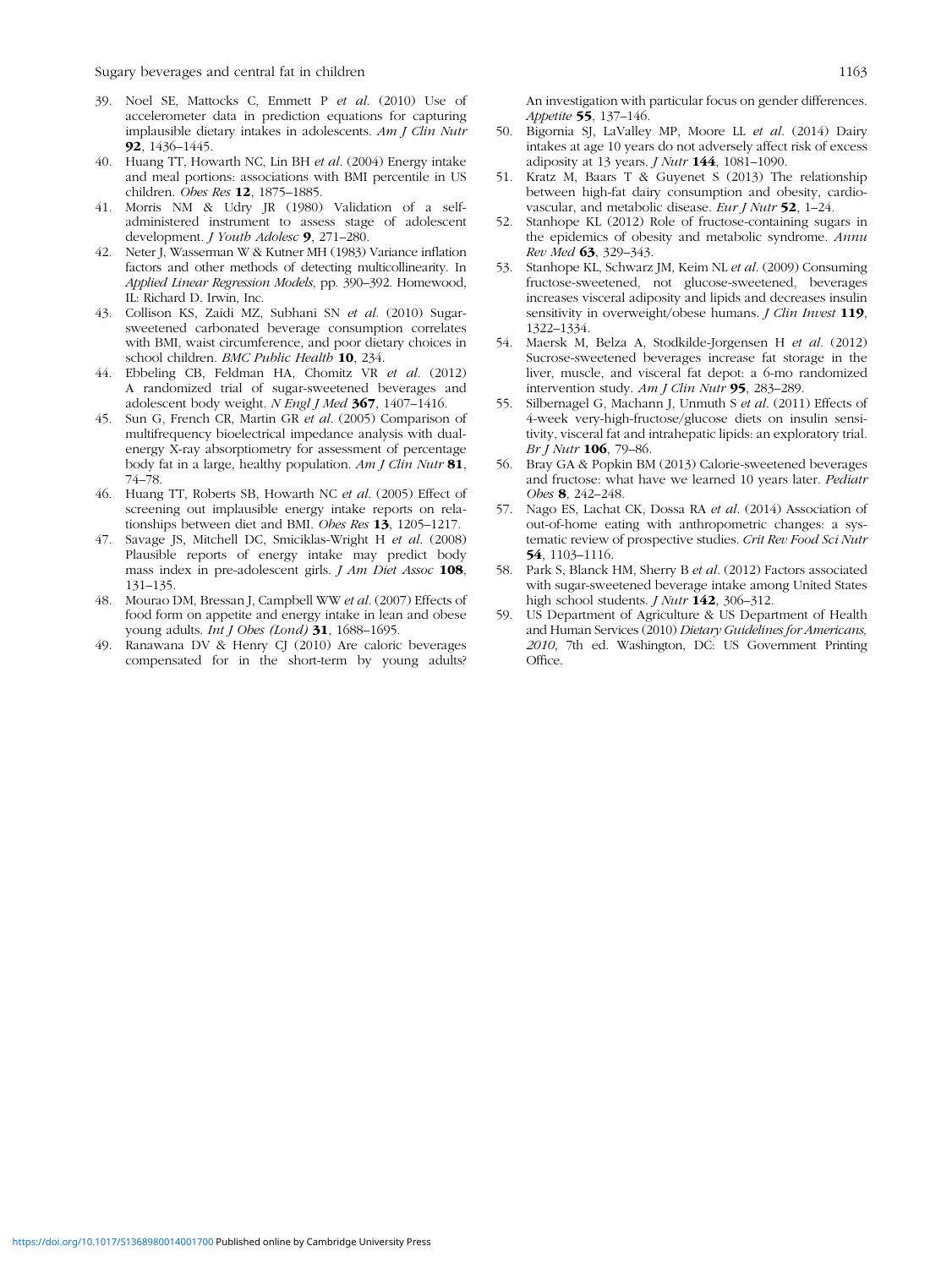39. Noel SE, Mattocks C, Emmett P *et al.* (2010) Use of accelerometer data in prediction equations for capturing implausible dietary intakes in adolescents. *Am J Clin Nutr* **92**, 1436–1445.
40. Huang TT, Howarth NC, Lin BH *et al.* (2004) Energy intake and meal portions: associations with BMI percentile in US children. *Obes Res* **12**, 1875–1885.
41. Morris NM & Udry JR (1980) Validation of a self-administered instrument to assess stage of adolescent development. *J Youth Adolesc* **9**, 271–280.
42. Neter J, Wasserman W & Kutner MH (1983) Variance inflation factors and other methods of detecting multicollinearity. In *Applied Linear Regression Models*, pp. 390–392. Homewood, IL: Richard D. Irwin, Inc.
43. Collison KS, Zaidi MZ, Subhani SN *et al.* (2010) Sugar-sweetened carbonated beverage consumption correlates with BMI, waist circumference, and poor dietary choices in school children. *BMC Public Health* **10**, 234.
44. Ebbeling CB, Feldman HA, Chomitz VR *et al.* (2012) A randomized trial of sugar-sweetened beverages and adolescent body weight. *N Engl J Med* **367**, 1407–1416.
45. Sun G, French CR, Martin GR *et al.* (2005) Comparison of multifrequency bioelectrical impedance analysis with dual-energy X-ray absorptiometry for assessment of percentage body fat in a large, healthy population. *Am J Clin Nutr* **81**, 74–78.
46. Huang TT, Roberts SB, Howarth NC *et al.* (2005) Effect of screening out implausible energy intake reports on relationships between diet and BMI. *Obes Res* **13**, 1205–1217.
47. Savage JS, Mitchell DC, Smiciklas-Wright H *et al.* (2008) Plausible reports of energy intake may predict body mass index in pre-adolescent girls. *J Am Diet Assoc* **108**, 131–135.
48. Mourao DM, Bressan J, Campbell WW *et al.* (2007) Effects of food form on appetite and energy intake in lean and obese young adults. *Int J Obes (Lond)* **31**, 1688–1695.
49. Ranawana DV & Henry CJ (2010) Are caloric beverages compensated for in the short-term by young adults? An investigation with particular focus on gender differences. *Appetite* **55**, 137–146.
50. Bigornia SJ, LaValley MP, Moore LL *et al.* (2014) Dairy intakes at age 10 years do not adversely affect risk of excess adiposity at 13 years. *J Nutr* **144**, 1081–1090.
51. Kratz M, Baars T & Guyenet S (2013) The relationship between high-fat dairy consumption and obesity, cardiovascular, and metabolic disease. *Eur J Nutr* **52**, 1–24.
52. Stanhope KL (2012) Role of fructose-containing sugars in the epidemics of obesity and metabolic syndrome. *Annu Rev Med* **63**, 329–343.
53. Stanhope KL, Schwarz JM, Keim NL *et al.* (2009) Consuming fructose-sweetened, not glucose-sweetened, beverages increases visceral adiposity and lipids and decreases insulin sensitivity in overweight/obese humans. *J Clin Invest* **119**, 1322–1334.
54. Maersk M, Belza A, Stodkilde-Jorgensen H *et al.* (2012) Sucrose-sweetened beverages increase fat storage in the liver, muscle, and visceral fat depot: a 6-mo randomized intervention study. *Am J Clin Nutr* **95**, 283–289.
55. Silbernagel G, Machann J, Unmuth S *et al.* (2011) Effects of 4-week very-high-fructose/glucose diets on insulin sensitivity, visceral fat and intrahepatic lipids: an exploratory trial. *Br J Nutr* **106**, 79–86.
56. Bray GA & Popkin BM (2013) Calorie-sweetened beverages and fructose: what have we learned 10 years later. *Pediatr Obes* **8**, 242–248.
57. Nago ES, Lachat CK, Dossa RA *et al.* (2014) Association of out-of-home eating with anthropometric changes: a systematic review of prospective studies. *Crit Rev Food Sci Nutr* **54**, 1103–1116.
58. Park S, Blanck HM, Sherry B *et al.* (2012) Factors associated with sugar-sweetened beverage intake among United States high school students. *J Nutr* **142**, 306–312.
59. US Department of Agriculture & US Department of Health and Human Services (2010) *Dietary Guidelines for Americans, 2010*, 7th ed. Washington, DC: US Government Printing Office.